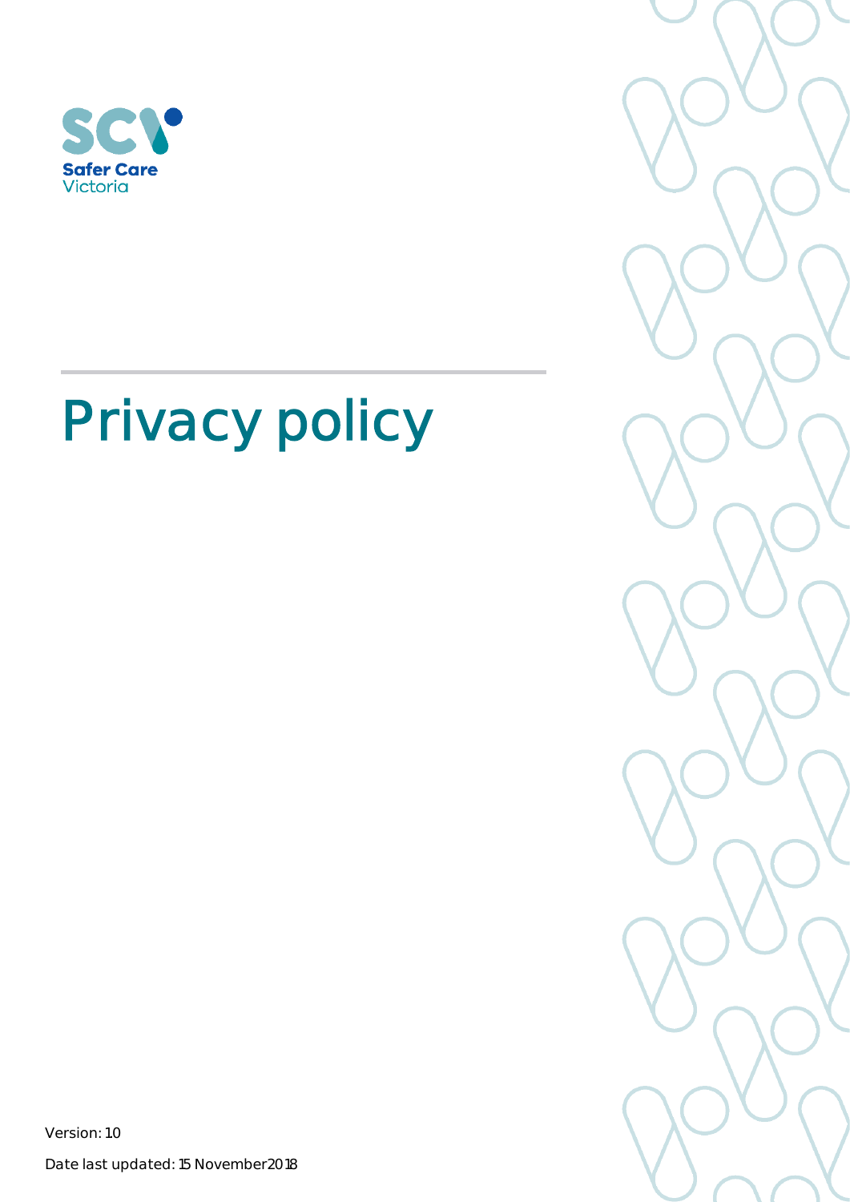Safer Care Victoria

# Privacy policy

Version: 1.0

Date last updated: 15 November 2018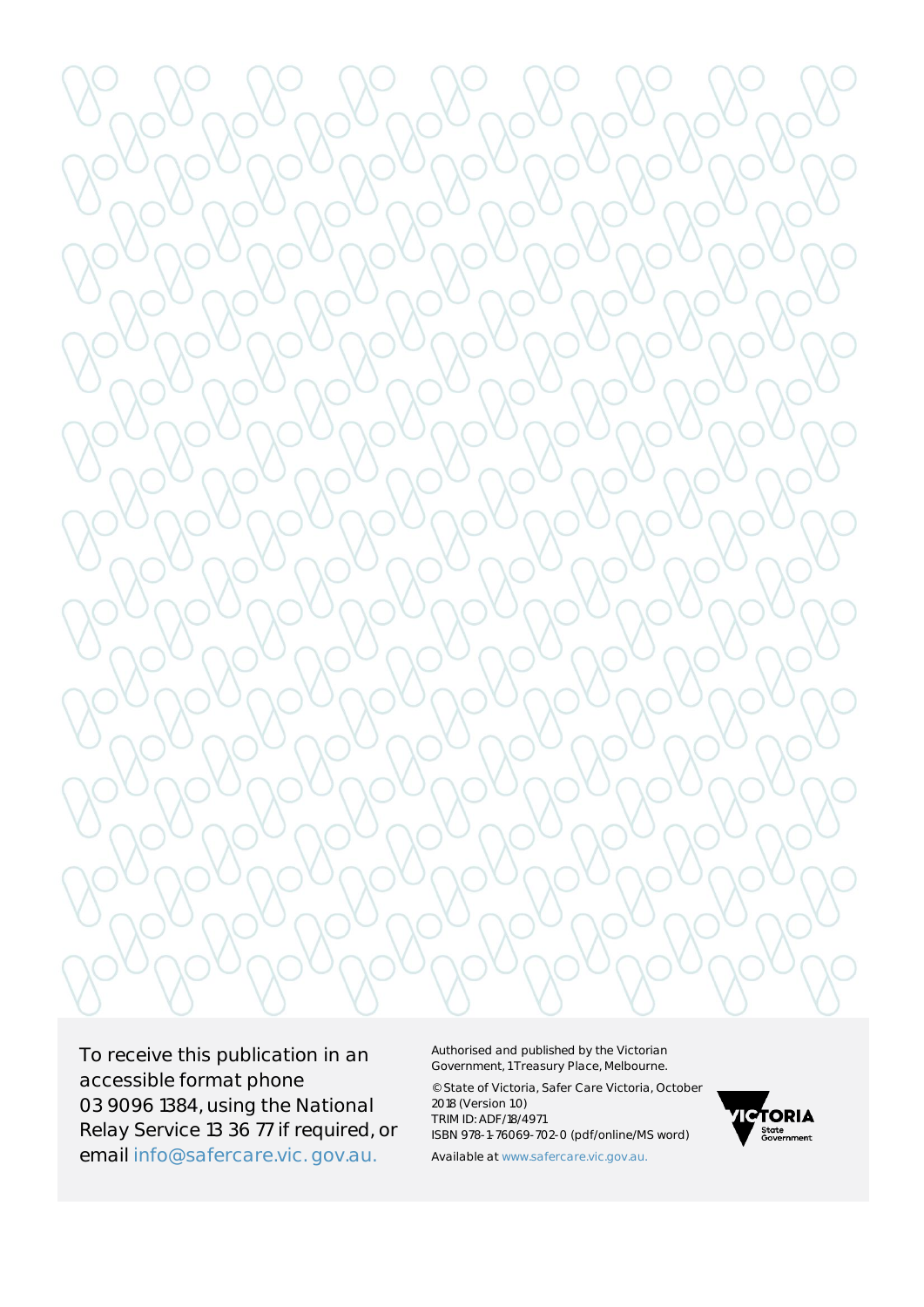To receive this publication in an accessible format phone 03 9096 1384, using the National Relay Service 13 36 77 if required, or email info@safercare.vic.gov.au.

Authorised and published by the Victorian Government, 1 Treasury Place, Melbourne.

© State of Victoria, Safer Care Victoria, October 2018 (Version 1.0)
TRIM ID: ADF/18/4971
ISBN 978-1-76069-702-0 (pdf/online/MS word)

Available at www.safercare.vic.gov.au.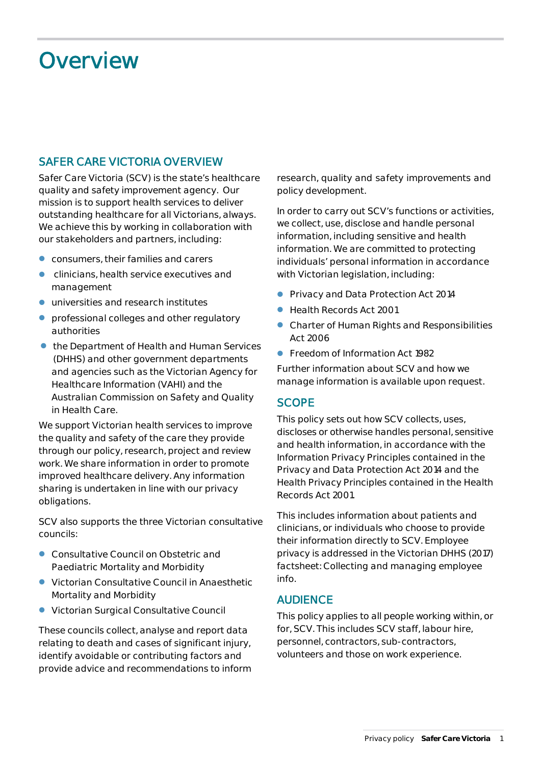# Overview

## SAFER CARE VICTORIA OVERVIEW

Safer Care Victoria (SCV) is the state's healthcare quality and safety improvement agency. Our mission is to support health services to deliver outstanding healthcare for all Victorians, always. We achieve this by working in collaboration with our stakeholders and partners, including:

- consumers, their families and carers
- clinicians, health service executives and management
- universities and research institutes
- professional colleges and other regulatory authorities
- the Department of Health and Human Services (DHHS) and other government departments and agencies such as the Victorian Agency for Healthcare Information (VAHI) and the Australian Commission on Safety and Quality in Health Care.

We support Victorian health services to improve the quality and safety of the care they provide through our policy, research, project and review work. We share information in order to promote improved healthcare delivery. Any information sharing is undertaken in line with our privacy obligations.

SCV also supports the three Victorian consultative councils:

- Consultative Council on Obstetric and Paediatric Mortality and Morbidity
- Victorian Consultative Council in Anaesthetic Mortality and Morbidity
- Victorian Surgical Consultative Council

These councils collect, analyse and report data relating to death and cases of significant injury, identify avoidable or contributing factors and provide advice and recommendations to inform research, quality and safety improvements and policy development.

In order to carry out SCV's functions or activities, we collect, use, disclose and handle personal information, including sensitive and health information. We are committed to protecting individuals' personal information in accordance with Victorian legislation, including:

- Privacy and Data Protection Act 2014
- Health Records Act 2001
- Charter of Human Rights and Responsibilities Act 2006
- Freedom of Information Act 1982

Further information about SCV and how we manage information is available upon request.

## SCOPE

This policy sets out how SCV collects, uses, discloses or otherwise handles personal, sensitive and health information, in accordance with the Information Privacy Principles contained in the Privacy and Data Protection Act 2014 and the Health Privacy Principles contained in the Health Records Act 2001.

This includes information about patients and clinicians, or individuals who choose to provide their information directly to SCV. Employee privacy is addressed in the Victorian DHHS (2017) factsheet: Collecting and managing employee info.

## AUDIENCE

This policy applies to all people working within, or for, SCV. This includes SCV staff, labour hire, personnel, contractors, sub-contractors, volunteers and those on work experience.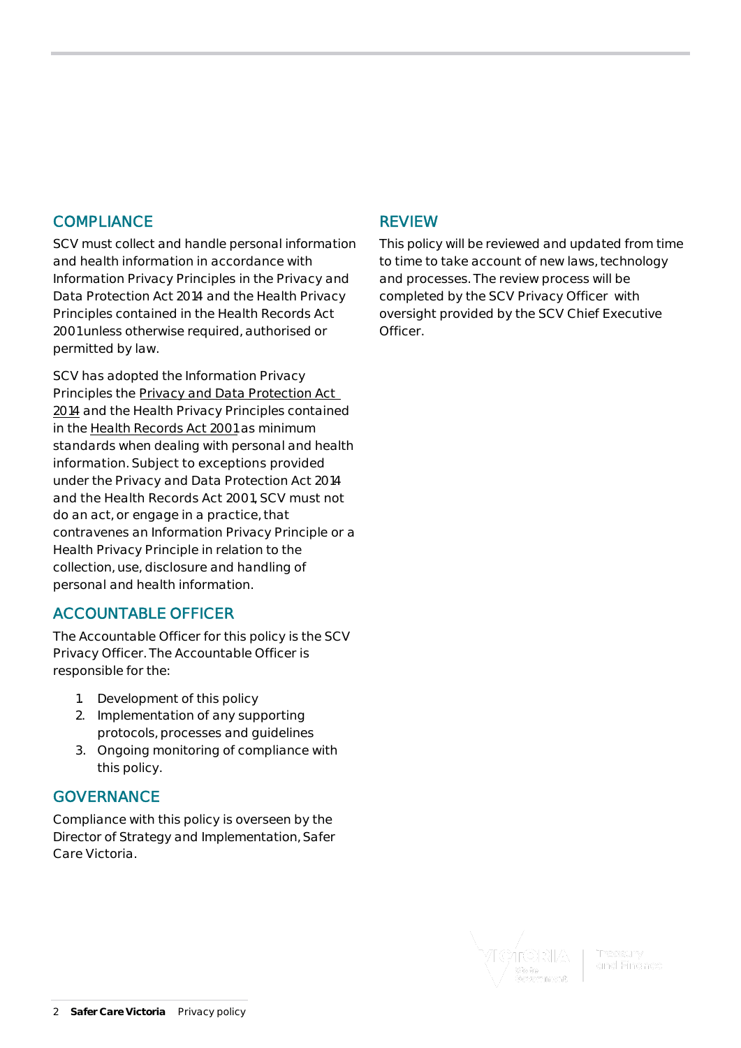## COMPLIANCE

SCV must collect and handle personal information and health information in accordance with Information Privacy Principles in the Privacy and Data Protection Act 2014 and the Health Privacy Principles contained in the Health Records Act 2001 unless otherwise required, authorised or permitted by law.

SCV has adopted the Information Privacy Principles the Privacy and Data Protection Act 2014 and the Health Privacy Principles contained in the Health Records Act 2001 as minimum standards when dealing with personal and health information. Subject to exceptions provided under the Privacy and Data Protection Act 2014 and the Health Records Act 2001, SCV must not do an act, or engage in a practice, that contravenes an Information Privacy Principle or a Health Privacy Principle in relation to the collection, use, disclosure and handling of personal and health information.

## ACCOUNTABLE OFFICER

The Accountable Officer for this policy is the SCV Privacy Officer. The Accountable Officer is responsible for the:

1. Development of this policy
2. Implementation of any supporting protocols, processes and guidelines
3. Ongoing monitoring of compliance with this policy.

## GOVERNANCE

Compliance with this policy is overseen by the Director of Strategy and Implementation, Safer Care Victoria.

## REVIEW

This policy will be reviewed and updated from time to time to take account of new laws, technology and processes. The review process will be completed by the SCV Privacy Officer with oversight provided by the SCV Chief Executive Officer.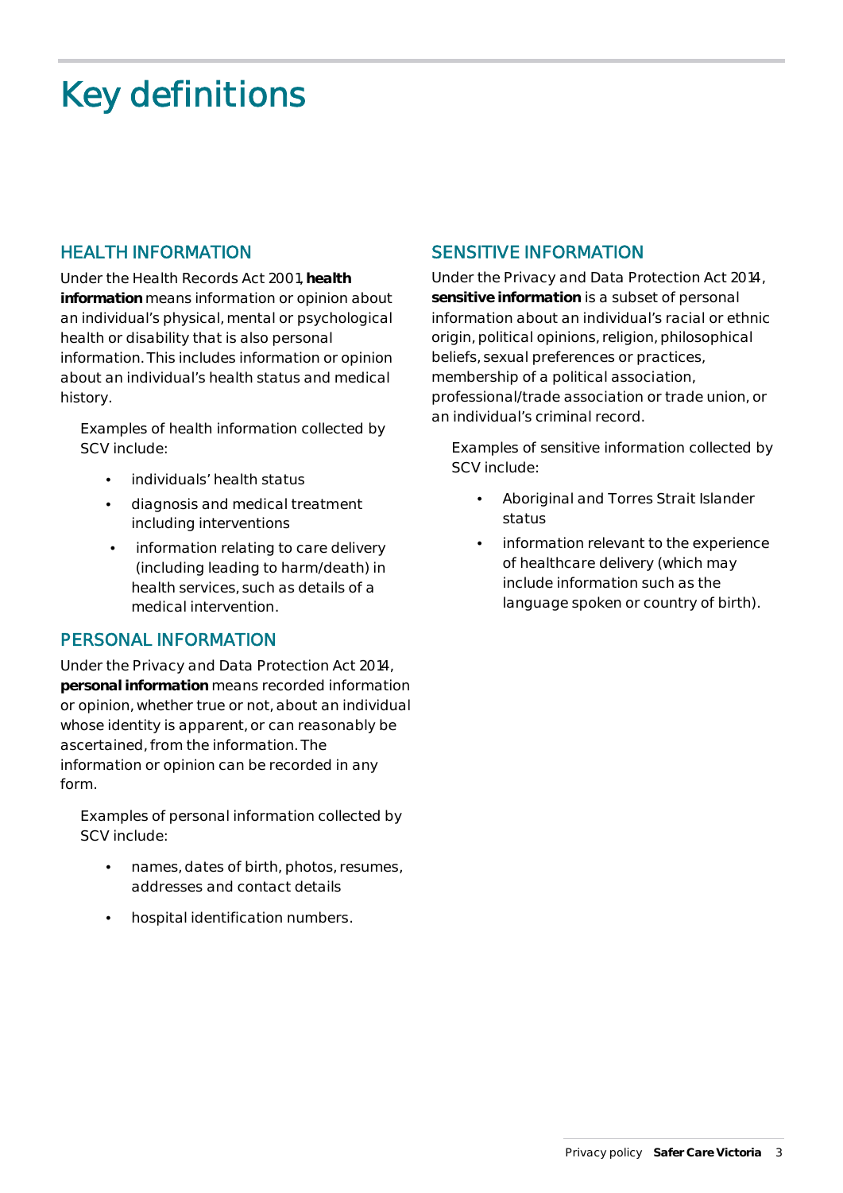# Key definitions

## HEALTH INFORMATION

Under the Health Records Act 2001, **health information** means information or opinion about an individual's physical, mental or psychological health or disability that is also personal information. This includes information or opinion about an individual's health status and medical history.

Examples of health information collected by SCV include:

- individuals' health status
- diagnosis and medical treatment including interventions
- information relating to care delivery (including leading to harm/death) in health services, such as details of a medical intervention.

## PERSONAL INFORMATION

Under the Privacy and Data Protection Act 2014, **personal information** means recorded information or opinion, whether true or not, about an individual whose identity is apparent, or can reasonably be ascertained, from the information. The information or opinion can be recorded in any form.

Examples of personal information collected by SCV include:

- names, dates of birth, photos, resumes, addresses and contact details
- hospital identification numbers.

## SENSITIVE INFORMATION

Under the Privacy and Data Protection Act 2014, **sensitive information** is a subset of personal information about an individual's racial or ethnic origin, political opinions, religion, philosophical beliefs, sexual preferences or practices, membership of a political association, professional/trade association or trade union, or an individual's criminal record.

Examples of sensitive information collected by SCV include:

- Aboriginal and Torres Strait Islander status
- information relevant to the experience of healthcare delivery (which may include information such as the language spoken or country of birth).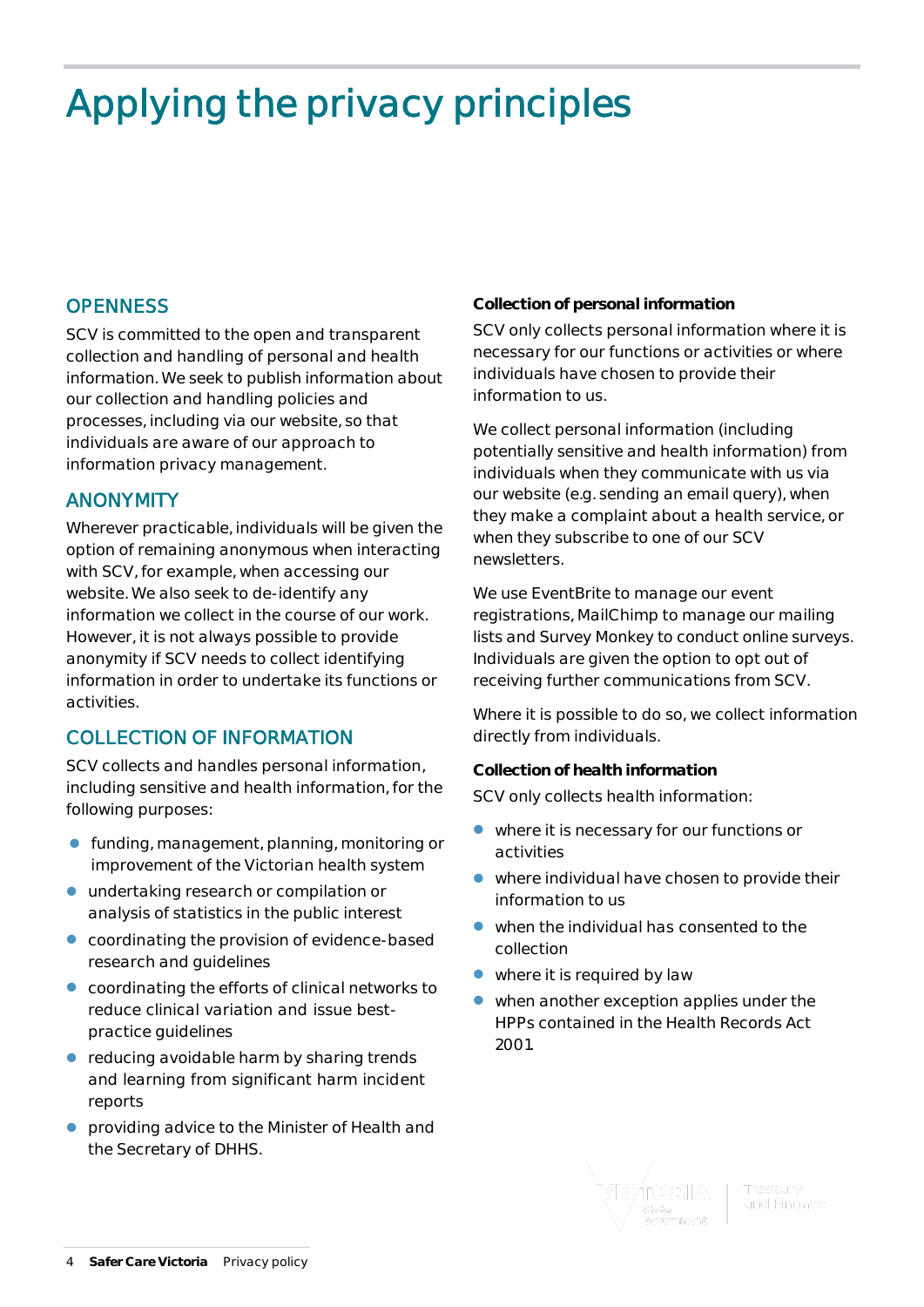# Applying the privacy principles

## OPENNESS

SCV is committed to the open and transparent collection and handling of personal and health information. We seek to publish information about our collection and handling policies and processes, including via our website, so that individuals are aware of our approach to information privacy management.

## ANONYMITY

Wherever practicable, individuals will be given the option of remaining anonymous when interacting with SCV, for example, when accessing our website. We also seek to de-identify any information we collect in the course of our work. However, it is not always possible to provide anonymity if SCV needs to collect identifying information in order to undertake its functions or activities.

## COLLECTION OF INFORMATION

SCV collects and handles personal information, including sensitive and health information, for the following purposes:

- funding, management, planning, monitoring or improvement of the Victorian health system
- undertaking research or compilation or analysis of statistics in the public interest
- coordinating the provision of evidence-based research and guidelines
- coordinating the efforts of clinical networks to reduce clinical variation and issue best-practice guidelines
- reducing avoidable harm by sharing trends and learning from significant harm incident reports
- providing advice to the Minister of Health and the Secretary of DHHS.

### Collection of personal information

SCV only collects personal information where it is necessary for our functions or activities or where individuals have chosen to provide their information to us.

We collect personal information (including potentially sensitive and health information) from individuals when they communicate with us via our website (e.g. sending an email query), when they make a complaint about a health service, or when they subscribe to one of our SCV newsletters.

We use EventBrite to manage our event registrations, MailChimp to manage our mailing lists and Survey Monkey to conduct online surveys. Individuals are given the option to opt out of receiving further communications from SCV.

Where it is possible to do so, we collect information directly from individuals.

### Collection of health information

SCV only collects health information:

- where it is necessary for our functions or activities
- where individual have chosen to provide their information to us
- when the individual has consented to the collection
- where it is required by law
- when another exception applies under the HPPs contained in the Health Records Act 2001.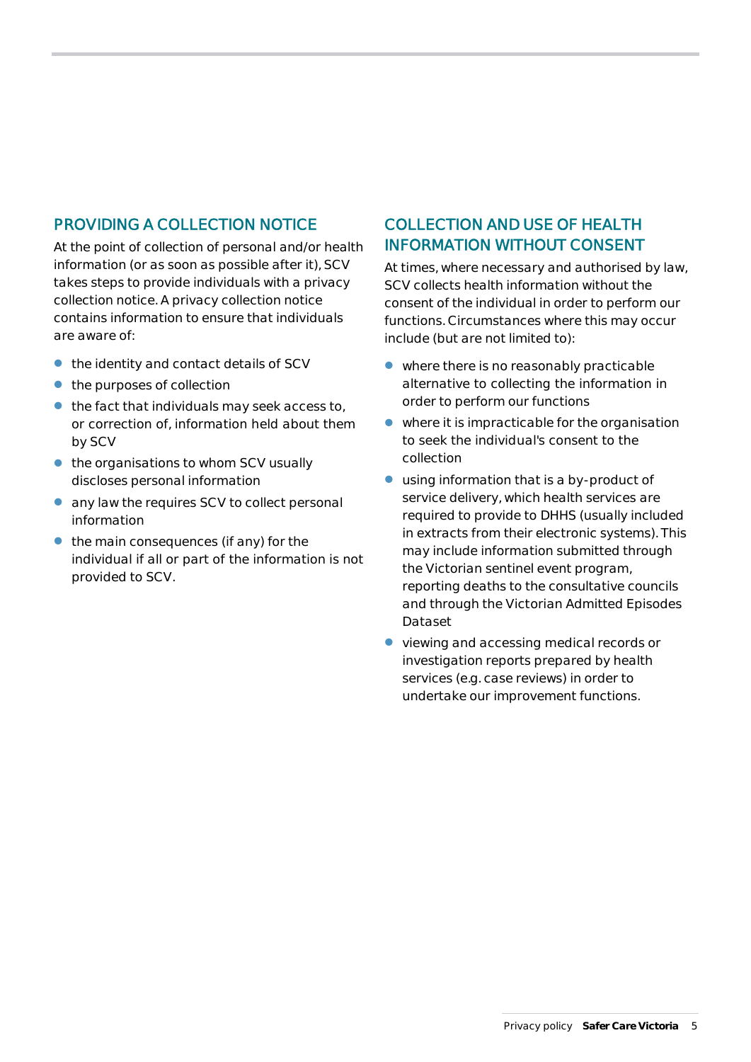## PROVIDING A COLLECTION NOTICE

At the point of collection of personal and/or health information (or as soon as possible after it), SCV takes steps to provide individuals with a privacy collection notice. A privacy collection notice contains information to ensure that individuals are aware of:

- the identity and contact details of SCV
- the purposes of collection
- the fact that individuals may seek access to, or correction of, information held about them by SCV
- the organisations to whom SCV usually discloses personal information
- any law the requires SCV to collect personal information
- the main consequences (if any) for the individual if all or part of the information is not provided to SCV.

## COLLECTION AND USE OF HEALTH INFORMATION WITHOUT CONSENT

At times, where necessary and authorised by law, SCV collects health information without the consent of the individual in order to perform our functions. Circumstances where this may occur include (but are not limited to):

- where there is no reasonably practicable alternative to collecting the information in order to perform our functions
- where it is impracticable for the organisation to seek the individual's consent to the collection
- using information that is a by-product of service delivery, which health services are required to provide to DHHS (usually included in extracts from their electronic systems). This may include information submitted through the Victorian sentinel event program, reporting deaths to the consultative councils and through the Victorian Admitted Episodes Dataset
- viewing and accessing medical records or investigation reports prepared by health services (e.g. case reviews) in order to undertake our improvement functions.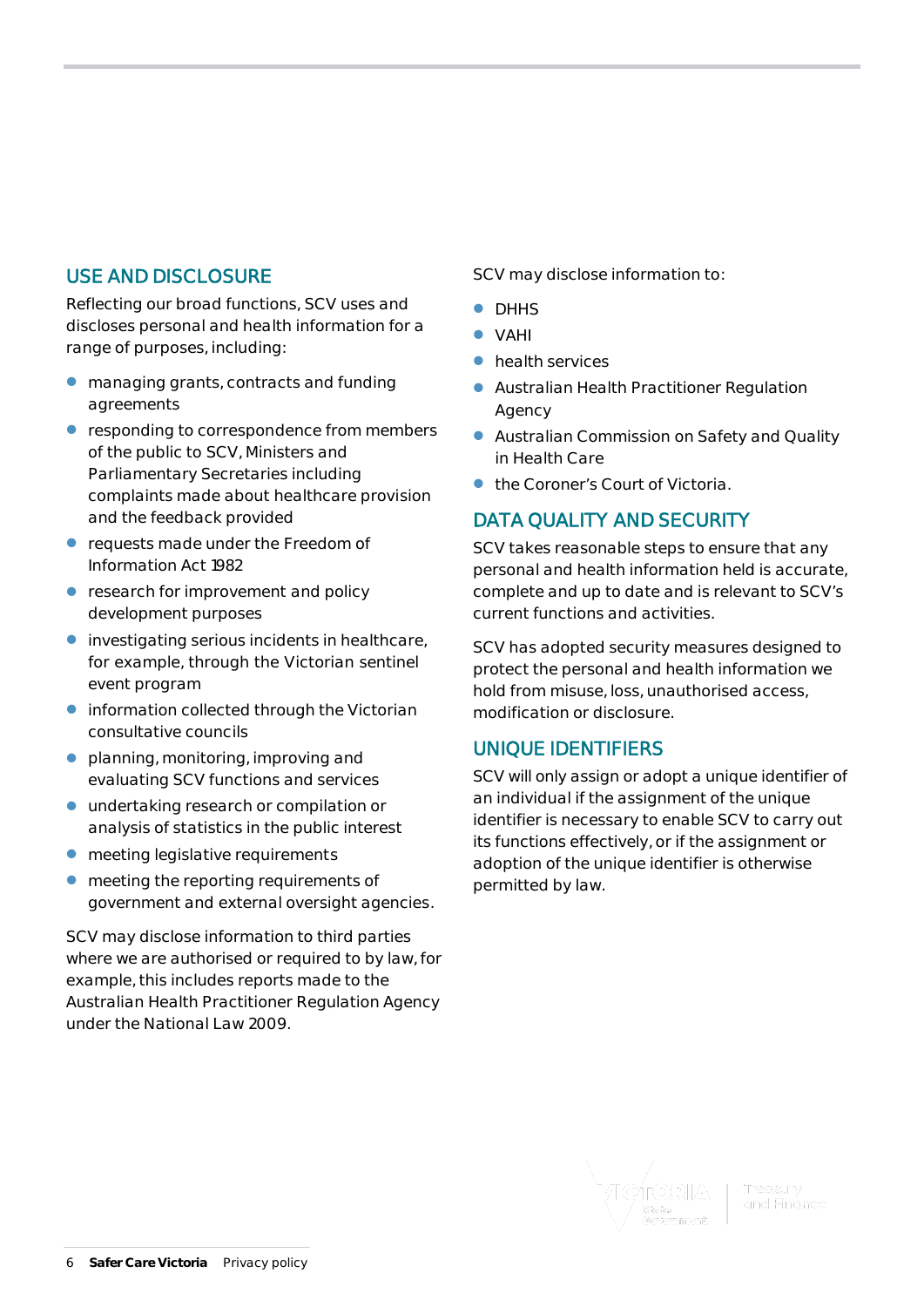## USE AND DISCLOSURE

Reflecting our broad functions, SCV uses and discloses personal and health information for a range of purposes, including:

- managing grants, contracts and funding agreements
- responding to correspondence from members of the public to SCV, Ministers and Parliamentary Secretaries including complaints made about healthcare provision and the feedback provided
- requests made under the Freedom of Information Act 1982
- research for improvement and policy development purposes
- investigating serious incidents in healthcare, for example, through the Victorian sentinel event program
- information collected through the Victorian consultative councils
- planning, monitoring, improving and evaluating SCV functions and services
- undertaking research or compilation or analysis of statistics in the public interest
- meeting legislative requirements
- meeting the reporting requirements of government and external oversight agencies.

SCV may disclose information to third parties where we are authorised or required to by law, for example, this includes reports made to the Australian Health Practitioner Regulation Agency under the National Law 2009.

SCV may disclose information to:

- DHHS
- VAHI
- health services
- Australian Health Practitioner Regulation Agency
- Australian Commission on Safety and Quality in Health Care
- the Coroner's Court of Victoria.

## DATA QUALITY AND SECURITY

SCV takes reasonable steps to ensure that any personal and health information held is accurate, complete and up to date and is relevant to SCV's current functions and activities.

SCV has adopted security measures designed to protect the personal and health information we hold from misuse, loss, unauthorised access, modification or disclosure.

## UNIQUE IDENTIFIERS

SCV will only assign or adopt a unique identifier of an individual if the assignment of the unique identifier is necessary to enable SCV to carry out its functions effectively, or if the assignment or adoption of the unique identifier is otherwise permitted by law.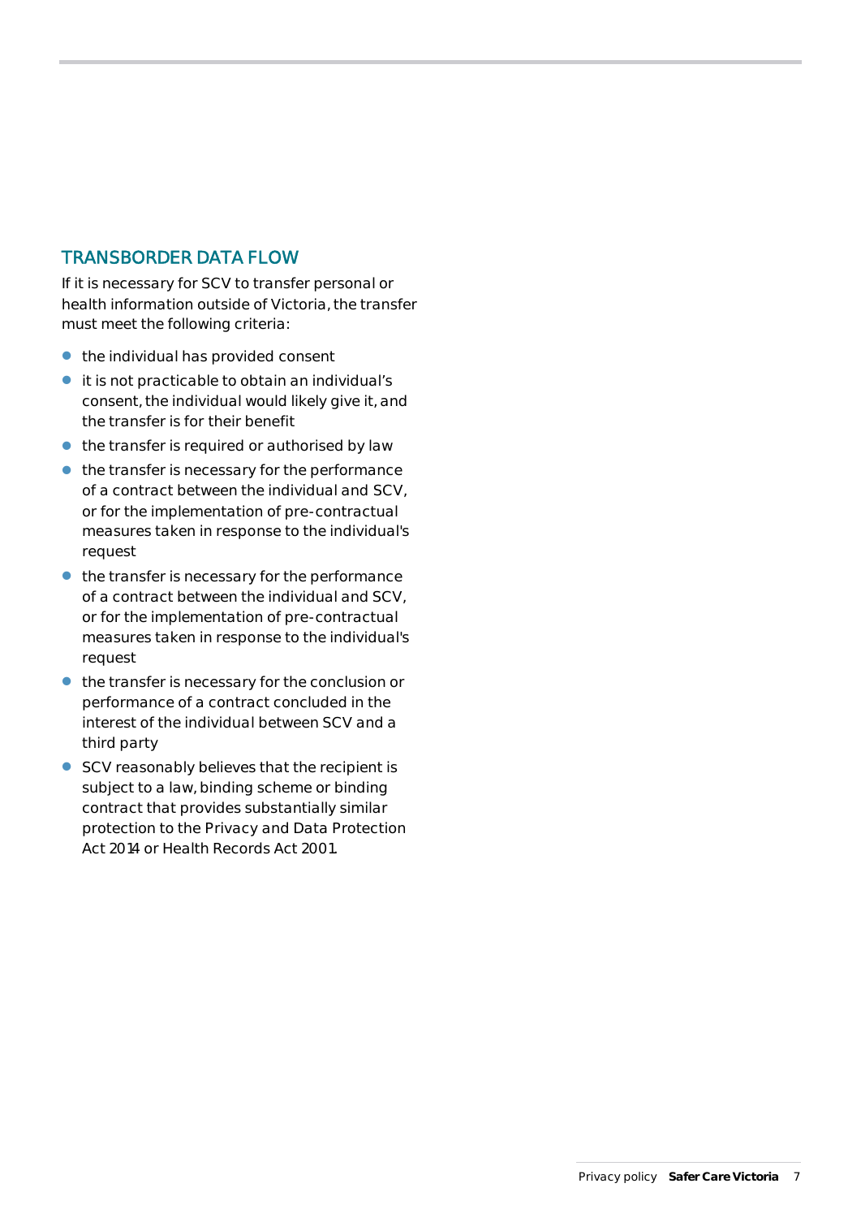## TRANSBORDER DATA FLOW

If it is necessary for SCV to transfer personal or health information outside of Victoria, the transfer must meet the following criteria:

- the individual has provided consent
- it is not practicable to obtain an individual's consent, the individual would likely give it, and the transfer is for their benefit
- the transfer is required or authorised by law
- the transfer is necessary for the performance of a contract between the individual and SCV, or for the implementation of pre-contractual measures taken in response to the individual's request
- the transfer is necessary for the performance of a contract between the individual and SCV, or for the implementation of pre-contractual measures taken in response to the individual's request
- the transfer is necessary for the conclusion or performance of a contract concluded in the interest of the individual between SCV and a third party
- SCV reasonably believes that the recipient is subject to a law, binding scheme or binding contract that provides substantially similar protection to the Privacy and Data Protection Act 2014 or Health Records Act 2001.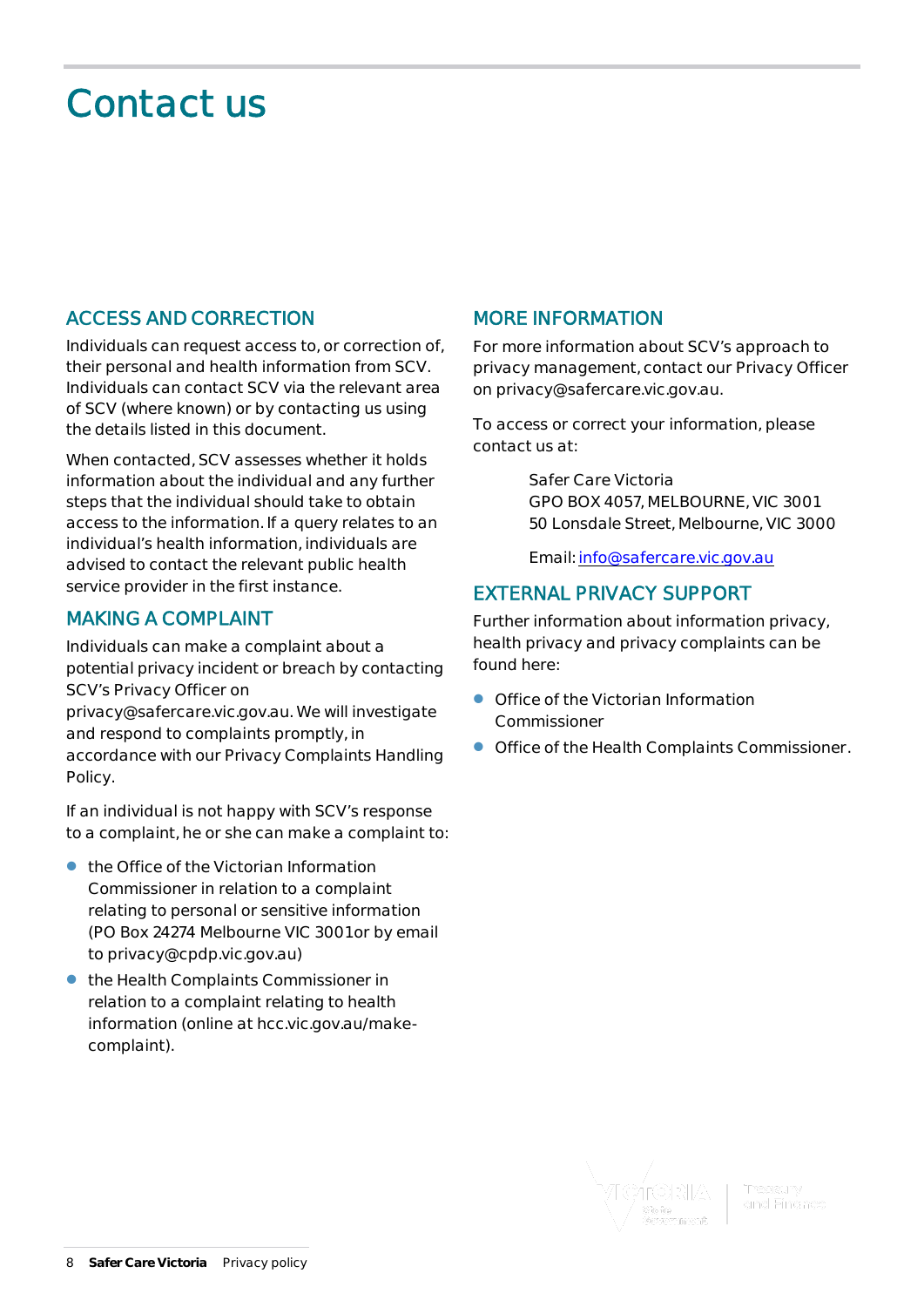# Contact us

## ACCESS AND CORRECTION

Individuals can request access to, or correction of, their personal and health information from SCV. Individuals can contact SCV via the relevant area of SCV (where known) or by contacting us using the details listed in this document.

When contacted, SCV assesses whether it holds information about the individual and any further steps that the individual should take to obtain access to the information. If a query relates to an individual's health information, individuals are advised to contact the relevant public health service provider in the first instance.

## MAKING A COMPLAINT

Individuals can make a complaint about a potential privacy incident or breach by contacting SCV's Privacy Officer on privacy@safercare.vic.gov.au. We will investigate and respond to complaints promptly, in accordance with our Privacy Complaints Handling Policy.

If an individual is not happy with SCV's response to a complaint, he or she can make a complaint to:

- the Office of the Victorian Information Commissioner in relation to a complaint relating to personal or sensitive information (PO Box 24274 Melbourne VIC 3001or by email to privacy@cpdp.vic.gov.au)
- the Health Complaints Commissioner in relation to a complaint relating to health information (online at hcc.vic.gov.au/make-complaint).

## MORE INFORMATION

For more information about SCV's approach to privacy management, contact our Privacy Officer on privacy@safercare.vic.gov.au.

To access or correct your information, please contact us at:

Safer Care Victoria
GPO BOX 4057, MELBOURNE, VIC 3001
50 Lonsdale Street, Melbourne, VIC 3000

Email: info@safercare.vic.gov.au

## EXTERNAL PRIVACY SUPPORT

Further information about information privacy, health privacy and privacy complaints can be found here:

- Office of the Victorian Information Commissioner
- Office of the Health Complaints Commissioner.